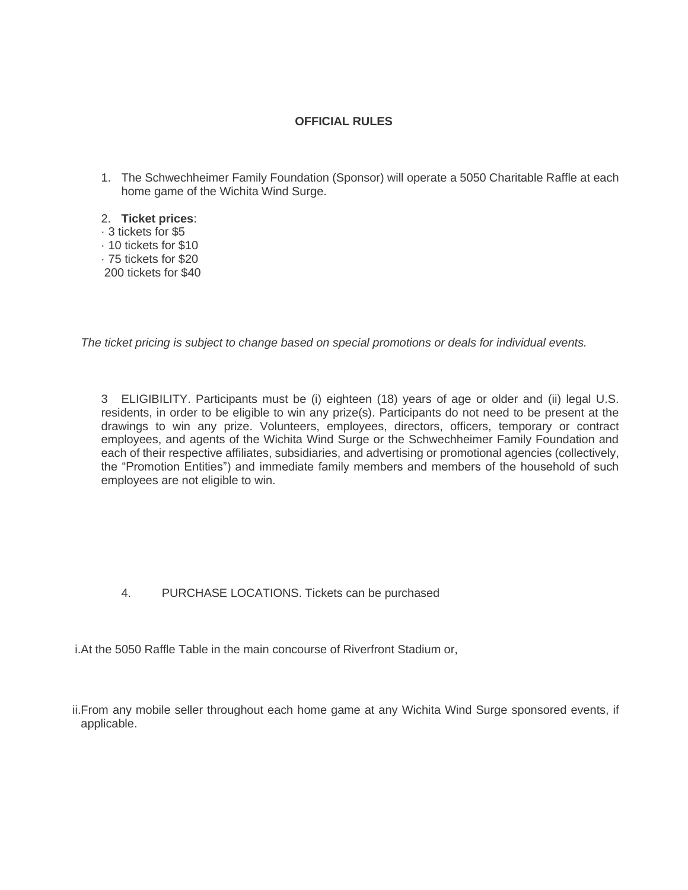## OFFICIAL RULES

1. The Schwechheimer Family Foundation (Sponsor) will operate a 5050 Charitable Raffle at each home game of the Wichita Wind Surge.

2. **Ticket prices**:

- 3 tickets for $5
- 10 tickets for $10
- 75 tickets for $20
- 200 tickets for $40

*The ticket pricing is subject to change based on special promotions or deals for individual events.*

3 ELIGIBILITY. Participants must be (i) eighteen (18) years of age or older and (ii) legal U.S. residents, in order to be eligible to win any prize(s). Participants do not need to be present at the drawings to win any prize. Volunteers, employees, directors, officers, temporary or contract employees, and agents of the Wichita Wind Surge or the Schwechheimer Family Foundation and each of their respective affiliates, subsidiaries, and advertising or promotional agencies (collectively, the "Promotion Entities") and immediate family members and members of the household of such employees are not eligible to win.

4. PURCHASE LOCATIONS. Tickets can be purchased

i. At the 5050 Raffle Table in the main concourse of Riverfront Stadium or,

ii. From any mobile seller throughout each home game at any Wichita Wind Surge sponsored events, if applicable.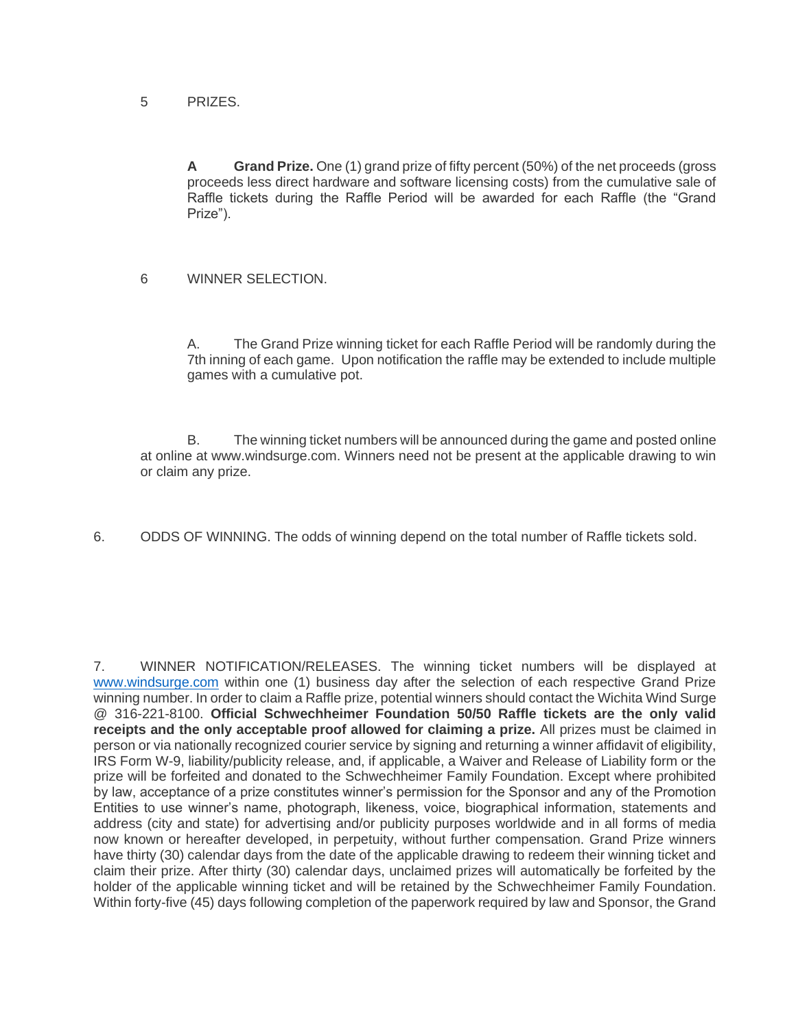5 PRIZES.

**A Grand Prize.** One (1) grand prize of fifty percent (50%) of the net proceeds (gross proceeds less direct hardware and software licensing costs) from the cumulative sale of Raffle tickets during the Raffle Period will be awarded for each Raffle (the "Grand Prize").

6 WINNER SELECTION.

A. The Grand Prize winning ticket for each Raffle Period will be randomly during the 7th inning of each game. Upon notification the raffle may be extended to include multiple games with a cumulative pot.

B. The winning ticket numbers will be announced during the game and posted online at online at www.windsurge.com. Winners need not be present at the applicable drawing to win or claim any prize.

6. ODDS OF WINNING. The odds of winning depend on the total number of Raffle tickets sold.

7. WINNER NOTIFICATION/RELEASES. The winning ticket numbers will be displayed at www.windsurge.com within one (1) business day after the selection of each respective Grand Prize winning number. In order to claim a Raffle prize, potential winners should contact the Wichita Wind Surge @ 316-221-8100. **Official Schwechheimer Foundation 50/50 Raffle tickets are the only valid receipts and the only acceptable proof allowed for claiming a prize.** All prizes must be claimed in person or via nationally recognized courier service by signing and returning a winner affidavit of eligibility, IRS Form W-9, liability/publicity release, and, if applicable, a Waiver and Release of Liability form or the prize will be forfeited and donated to the Schwechheimer Family Foundation. Except where prohibited by law, acceptance of a prize constitutes winner's permission for the Sponsor and any of the Promotion Entities to use winner's name, photograph, likeness, voice, biographical information, statements and address (city and state) for advertising and/or publicity purposes worldwide and in all forms of media now known or hereafter developed, in perpetuity, without further compensation. Grand Prize winners have thirty (30) calendar days from the date of the applicable drawing to redeem their winning ticket and claim their prize. After thirty (30) calendar days, unclaimed prizes will automatically be forfeited by the holder of the applicable winning ticket and will be retained by the Schwechheimer Family Foundation. Within forty-five (45) days following completion of the paperwork required by law and Sponsor, the Grand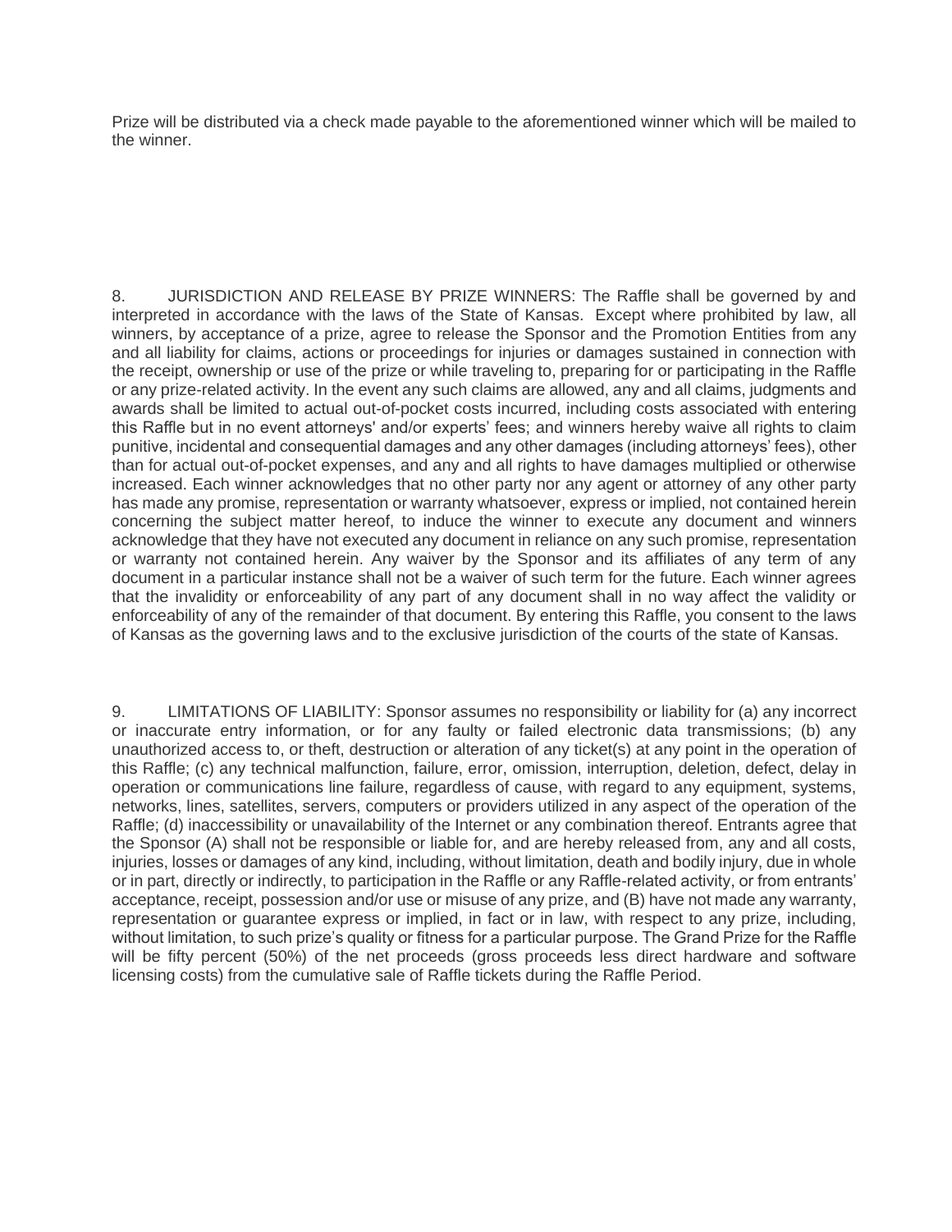Prize will be distributed via a check made payable to the aforementioned winner which will be mailed to the winner.

8. JURISDICTION AND RELEASE BY PRIZE WINNERS: The Raffle shall be governed by and interpreted in accordance with the laws of the State of Kansas. Except where prohibited by law, all winners, by acceptance of a prize, agree to release the Sponsor and the Promotion Entities from any and all liability for claims, actions or proceedings for injuries or damages sustained in connection with the receipt, ownership or use of the prize or while traveling to, preparing for or participating in the Raffle or any prize-related activity. In the event any such claims are allowed, any and all claims, judgments and awards shall be limited to actual out-of-pocket costs incurred, including costs associated with entering this Raffle but in no event attorneys' and/or experts' fees; and winners hereby waive all rights to claim punitive, incidental and consequential damages and any other damages (including attorneys' fees), other than for actual out-of-pocket expenses, and any and all rights to have damages multiplied or otherwise increased. Each winner acknowledges that no other party nor any agent or attorney of any other party has made any promise, representation or warranty whatsoever, express or implied, not contained herein concerning the subject matter hereof, to induce the winner to execute any document and winners acknowledge that they have not executed any document in reliance on any such promise, representation or warranty not contained herein. Any waiver by the Sponsor and its affiliates of any term of any document in a particular instance shall not be a waiver of such term for the future. Each winner agrees that the invalidity or enforceability of any part of any document shall in no way affect the validity or enforceability of any of the remainder of that document. By entering this Raffle, you consent to the laws of Kansas as the governing laws and to the exclusive jurisdiction of the courts of the state of Kansas.

9. LIMITATIONS OF LIABILITY: Sponsor assumes no responsibility or liability for (a) any incorrect or inaccurate entry information, or for any faulty or failed electronic data transmissions; (b) any unauthorized access to, or theft, destruction or alteration of any ticket(s) at any point in the operation of this Raffle; (c) any technical malfunction, failure, error, omission, interruption, deletion, defect, delay in operation or communications line failure, regardless of cause, with regard to any equipment, systems, networks, lines, satellites, servers, computers or providers utilized in any aspect of the operation of the Raffle; (d) inaccessibility or unavailability of the Internet or any combination thereof. Entrants agree that the Sponsor (A) shall not be responsible or liable for, and are hereby released from, any and all costs, injuries, losses or damages of any kind, including, without limitation, death and bodily injury, due in whole or in part, directly or indirectly, to participation in the Raffle or any Raffle-related activity, or from entrants' acceptance, receipt, possession and/or use or misuse of any prize, and (B) have not made any warranty, representation or guarantee express or implied, in fact or in law, with respect to any prize, including, without limitation, to such prize's quality or fitness for a particular purpose. The Grand Prize for the Raffle will be fifty percent (50%) of the net proceeds (gross proceeds less direct hardware and software licensing costs) from the cumulative sale of Raffle tickets during the Raffle Period.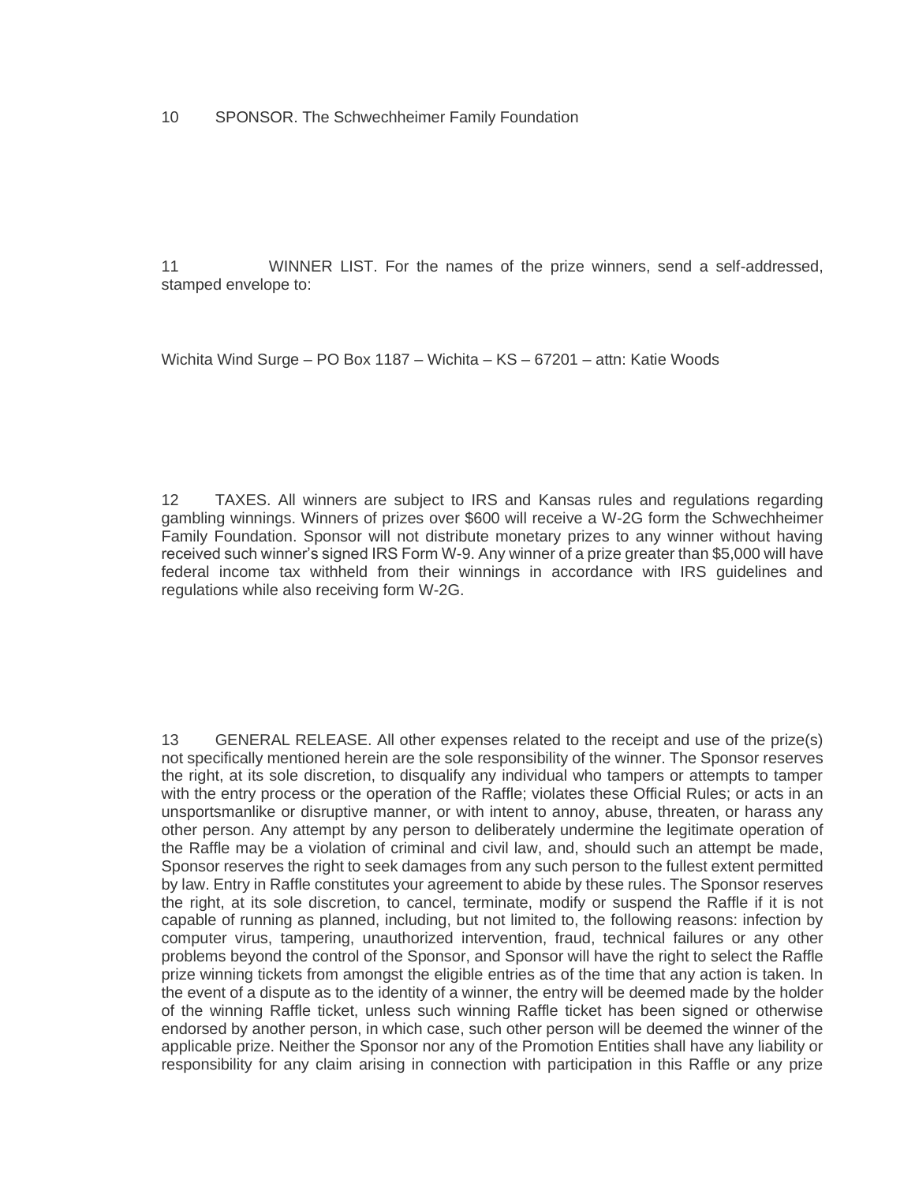10 SPONSOR. The Schwechheimer Family Foundation

11 WINNER LIST. For the names of the prize winners, send a self-addressed, stamped envelope to:

Wichita Wind Surge – PO Box 1187 – Wichita – KS – 67201 – attn: Katie Woods

12 TAXES. All winners are subject to IRS and Kansas rules and regulations regarding gambling winnings. Winners of prizes over $600 will receive a W-2G form the Schwechheimer Family Foundation. Sponsor will not distribute monetary prizes to any winner without having received such winner's signed IRS Form W-9. Any winner of a prize greater than $5,000 will have federal income tax withheld from their winnings in accordance with IRS guidelines and regulations while also receiving form W-2G.

13 GENERAL RELEASE. All other expenses related to the receipt and use of the prize(s) not specifically mentioned herein are the sole responsibility of the winner. The Sponsor reserves the right, at its sole discretion, to disqualify any individual who tampers or attempts to tamper with the entry process or the operation of the Raffle; violates these Official Rules; or acts in an unsportsmanlike or disruptive manner, or with intent to annoy, abuse, threaten, or harass any other person. Any attempt by any person to deliberately undermine the legitimate operation of the Raffle may be a violation of criminal and civil law, and, should such an attempt be made, Sponsor reserves the right to seek damages from any such person to the fullest extent permitted by law. Entry in Raffle constitutes your agreement to abide by these rules. The Sponsor reserves the right, at its sole discretion, to cancel, terminate, modify or suspend the Raffle if it is not capable of running as planned, including, but not limited to, the following reasons: infection by computer virus, tampering, unauthorized intervention, fraud, technical failures or any other problems beyond the control of the Sponsor, and Sponsor will have the right to select the Raffle prize winning tickets from amongst the eligible entries as of the time that any action is taken. In the event of a dispute as to the identity of a winner, the entry will be deemed made by the holder of the winning Raffle ticket, unless such winning Raffle ticket has been signed or otherwise endorsed by another person, in which case, such other person will be deemed the winner of the applicable prize. Neither the Sponsor nor any of the Promotion Entities shall have any liability or responsibility for any claim arising in connection with participation in this Raffle or any prize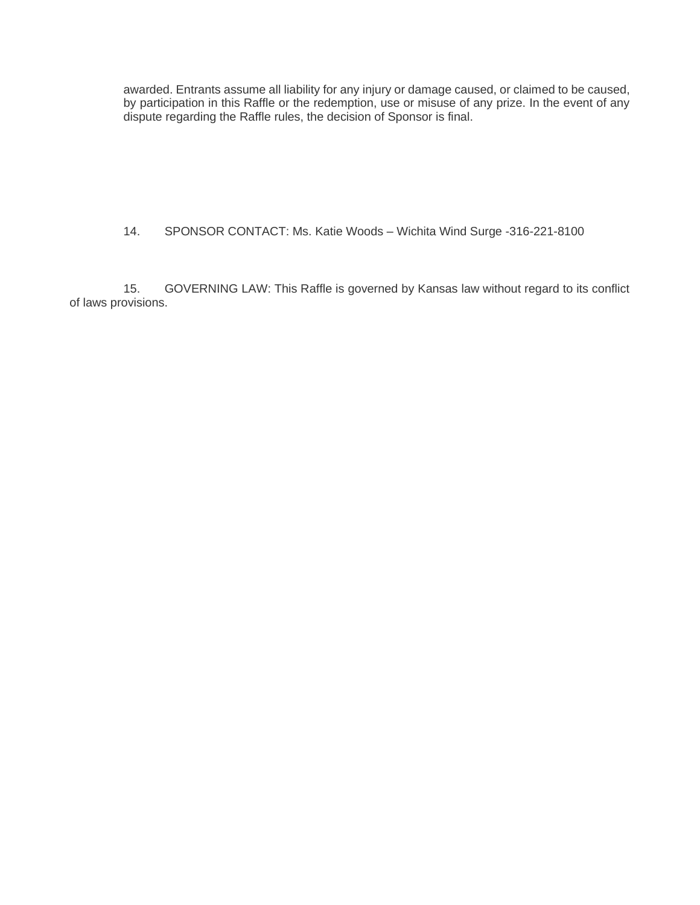awarded. Entrants assume all liability for any injury or damage caused, or claimed to be caused, by participation in this Raffle or the redemption, use or misuse of any prize. In the event of any dispute regarding the Raffle rules, the decision of Sponsor is final.

14. SPONSOR CONTACT: Ms. Katie Woods – Wichita Wind Surge -316-221-8100

15. GOVERNING LAW: This Raffle is governed by Kansas law without regard to its conflict of laws provisions.